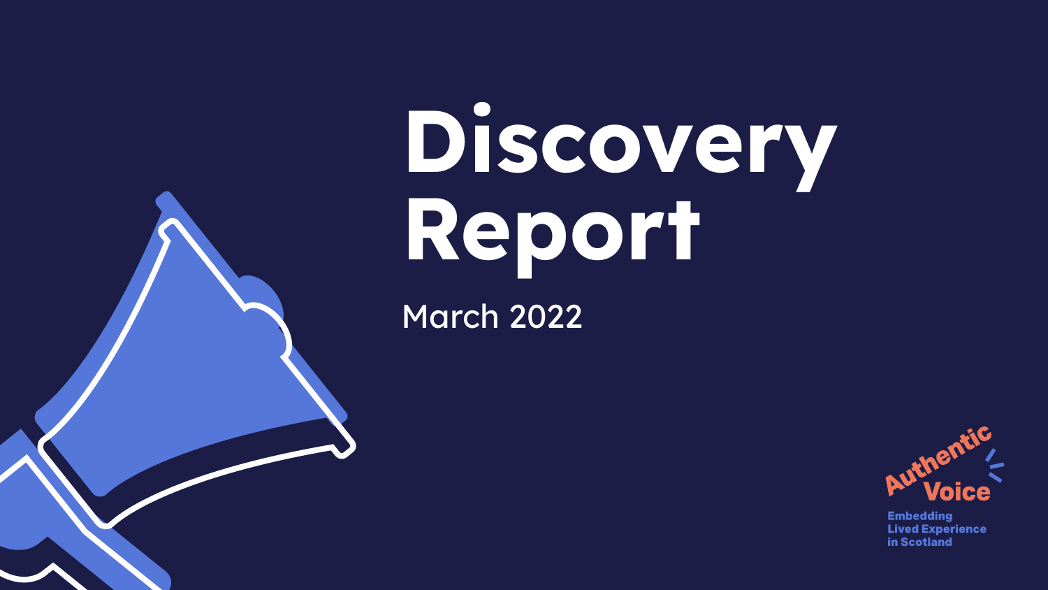# Discovery Report

March 2022

Authentic Voice

Embedding Lived Experience in Scotland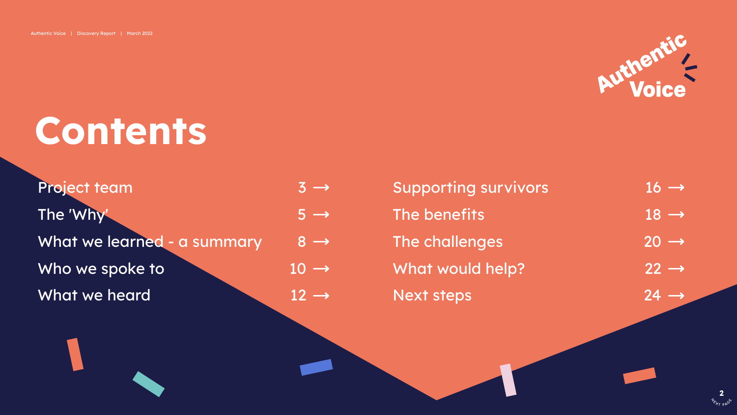# Contents

| | |
|---|---|
| Project team | 3 → |
| The 'Why' | 5 → |
| What we learned - a summary | 8 → |
| Who we spoke to | 10 → |
| What we heard | 12 → |
| Supporting survivors | 16 → |
| The benefits | 18 → |
| The challenges | 20 → |
| What would help? | 22 → |
| Next steps | 24 → |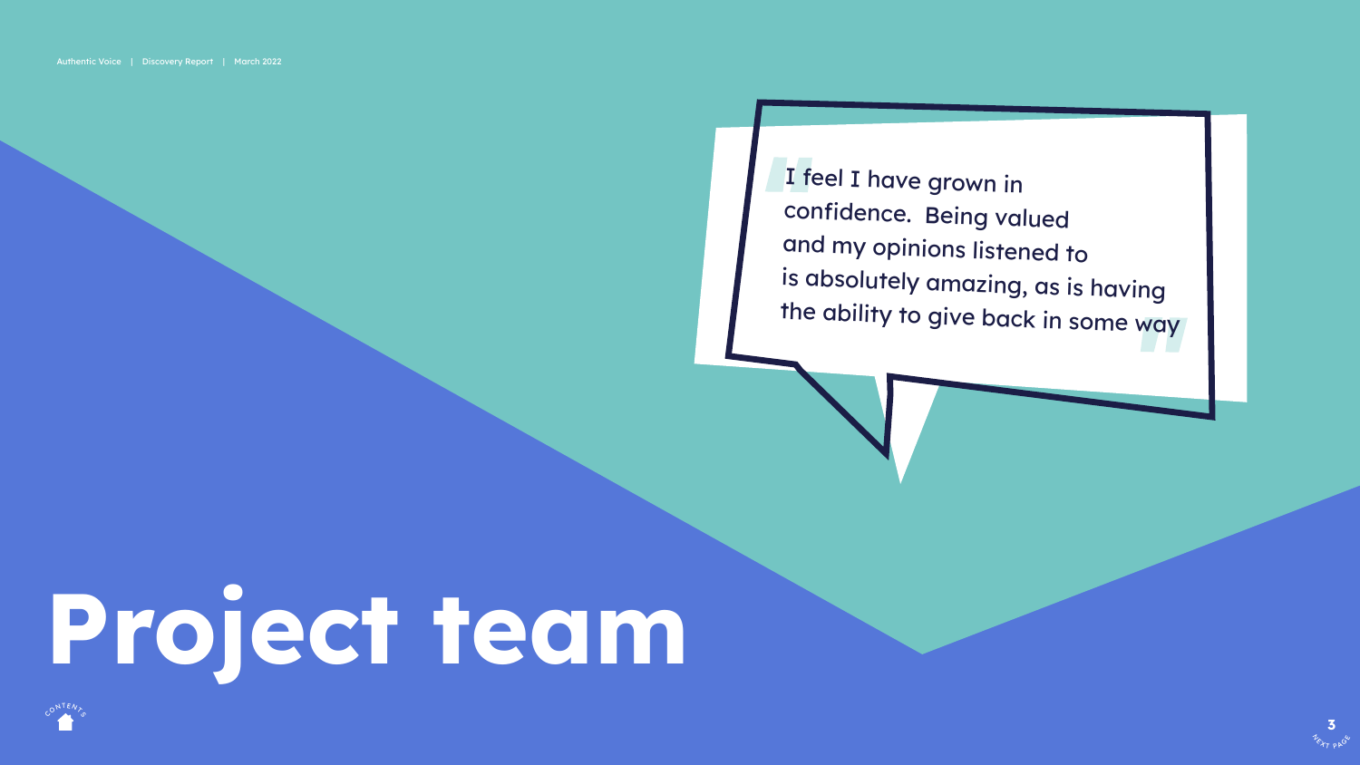> "I feel I have grown in confidence. Being valued and my opinions listened to is absolutely amazing, as is having the ability to give back in some way"

# Project team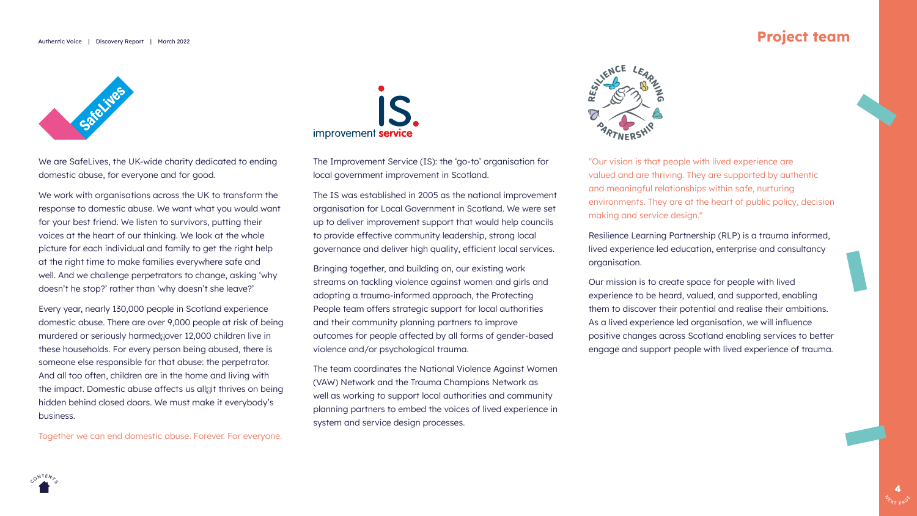# Project team

## SafeLives

We are SafeLives, the UK-wide charity dedicated to ending domestic abuse, for everyone and for good.

We work with organisations across the UK to transform the response to domestic abuse. We want what you would want for your best friend. We listen to survivors, putting their voices at the heart of our thinking. We look at the whole picture for each individual and family to get the right help at the right time to make families everywhere safe and well. And we challenge perpetrators to change, asking 'why doesn't he stop?' rather than 'why doesn't she leave?'

Every year, nearly 130,000 people in Scotland experience domestic abuse. There are over 9,000 people at risk of being murdered or seriously harmed; over 12,000 children live in these households. For every person being abused, there is someone else responsible for that abuse: the perpetrator. And all too often, children are in the home and living with the impact. Domestic abuse affects us all; it thrives on being hidden behind closed doors. We must make it everybody's business.

Together we can end domestic abuse. Forever. For everyone.

## Improvement Service

The Improvement Service (IS): the 'go-to' organisation for local government improvement in Scotland.

The IS was established in 2005 as the national improvement organisation for Local Government in Scotland. We were set up to deliver improvement support that would help councils to provide effective community leadership, strong local governance and deliver high quality, efficient local services.

Bringing together, and building on, our existing work streams on tackling violence against women and girls and adopting a trauma-informed approach, the Protecting People team offers strategic support for local authorities and their community planning partners to improve outcomes for people affected by all forms of gender-based violence and/or psychological trauma.

The team coordinates the National Violence Against Women (VAW) Network and the Trauma Champions Network as well as working to support local authorities and community planning partners to embed the voices of lived experience in system and service design processes.

## Resilience Learning Partnership

"Our vision is that people with lived experience are valued and are thriving. They are supported by authentic and meaningful relationships within safe, nurturing environments. They are at the heart of public policy, decision making and service design."

Resilience Learning Partnership (RLP) is a trauma informed, lived experience led education, enterprise and consultancy organisation.

Our mission is to create space for people with lived experience to be heard, valued, and supported, enabling them to discover their potential and realise their ambitions. As a lived experience led organisation, we will influence positive changes across Scotland enabling services to better engage and support people with lived experience of trauma.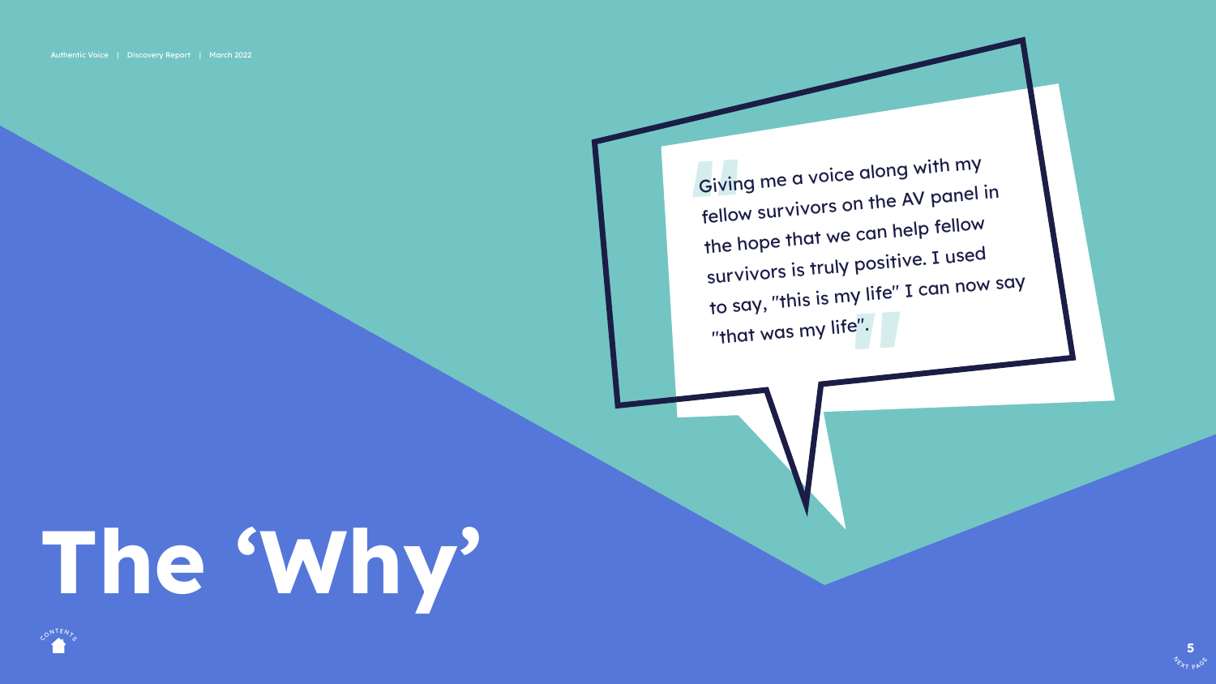# The 'Why'

> "Giving me a voice along with my fellow survivors on the AV panel in the hope that we can help fellow survivors is truly positive. I used to say, "this is my life" I can now say "that was my life"."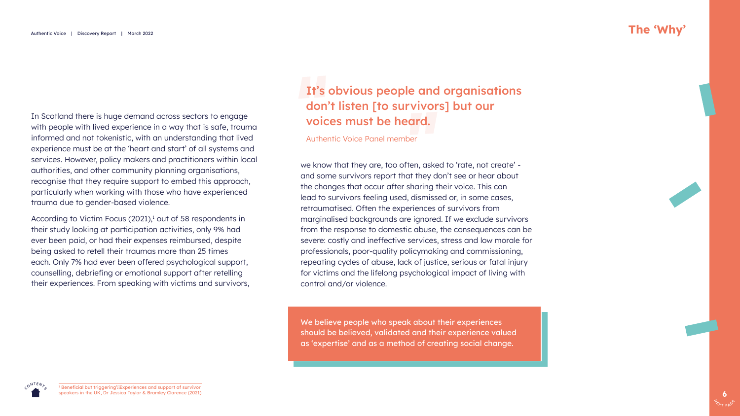# The 'Why'

In Scotland there is huge demand across sectors to engage with people with lived experience in a way that is safe, trauma informed and not tokenistic, with an understanding that lived experience must be at the 'heart and start' of all systems and services. However, policy makers and practitioners within local authorities, and other community planning organisations, recognise that they require support to embed this approach, particularly when working with those who have experienced trauma due to gender-based violence.

According to Victim Focus (2021),[1] out of 58 respondents in their study looking at participation activities, only 9% had ever been paid, or had their expenses reimbursed, despite being asked to retell their traumas more than 25 times each. Only 7% had ever been offered psychological support, counselling, debriefing or emotional support after retelling their experiences. From speaking with victims and survivors, we know that they are, too often, asked to 'rate, not create' - and some survivors report that they don't see or hear about the changes that occur after sharing their voice. This can lead to survivors feeling used, dismissed or, in some cases, retraumatised. Often the experiences of survivors from marginalised backgrounds are ignored. If we exclude survivors from the response to domestic abuse, the consequences can be severe: costly and ineffective services, stress and low morale for professionals, poor-quality policymaking and commissioning, repeating cycles of abuse, lack of justice, serious or fatal injury for victims and the lifelong psychological impact of living with control and/or violence.

> **It's obvious people and organisations don't listen [to survivors] but our voices must be heard.**
>
> Authentic Voice Panel member

We believe people who speak about their experiences should be believed, validated and their experience valued as 'expertise' and as a method of creating social change.

[1] Beneficial but triggering': Experiences and support of survivor speakers in the UK, Dr Jessica Taylor & Bramley Clarence (2021)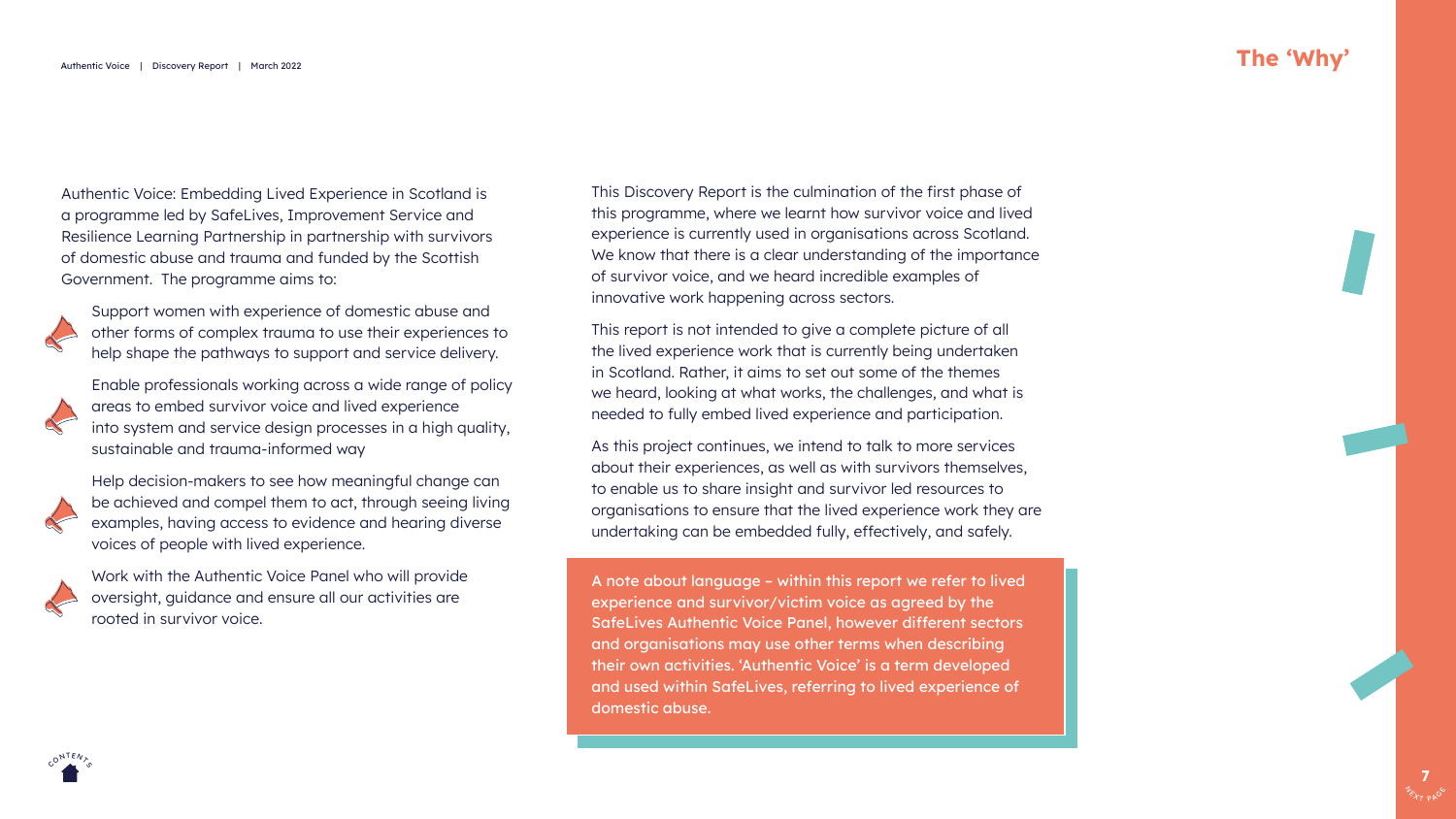# The 'Why'

Authentic Voice: Embedding Lived Experience in Scotland is a programme led by SafeLives, Improvement Service and Resilience Learning Partnership in partnership with survivors of domestic abuse and trauma and funded by the Scottish Government. The programme aims to:

- Support women with experience of domestic abuse and other forms of complex trauma to use their experiences to help shape the pathways to support and service delivery.
- Enable professionals working across a wide range of policy areas to embed survivor voice and lived experience into system and service design processes in a high quality, sustainable and trauma-informed way
- Help decision-makers to see how meaningful change can be achieved and compel them to act, through seeing living examples, having access to evidence and hearing diverse voices of people with lived experience.
- Work with the Authentic Voice Panel who will provide oversight, guidance and ensure all our activities are rooted in survivor voice.

This Discovery Report is the culmination of the first phase of this programme, where we learnt how survivor voice and lived experience is currently used in organisations across Scotland. We know that there is a clear understanding of the importance of survivor voice, and we heard incredible examples of innovative work happening across sectors.

This report is not intended to give a complete picture of all the lived experience work that is currently being undertaken in Scotland. Rather, it aims to set out some of the themes we heard, looking at what works, the challenges, and what is needed to fully embed lived experience and participation.

As this project continues, we intend to talk to more services about their experiences, as well as with survivors themselves, to enable us to share insight and survivor led resources to organisations to ensure that the lived experience work they are undertaking can be embedded fully, effectively, and safely.

A note about language – within this report we refer to lived experience and survivor/victim voice as agreed by the SafeLives Authentic Voice Panel, however different sectors and organisations may use other terms when describing their own activities. 'Authentic Voice' is a term developed and used within SafeLives, referring to lived experience of domestic abuse.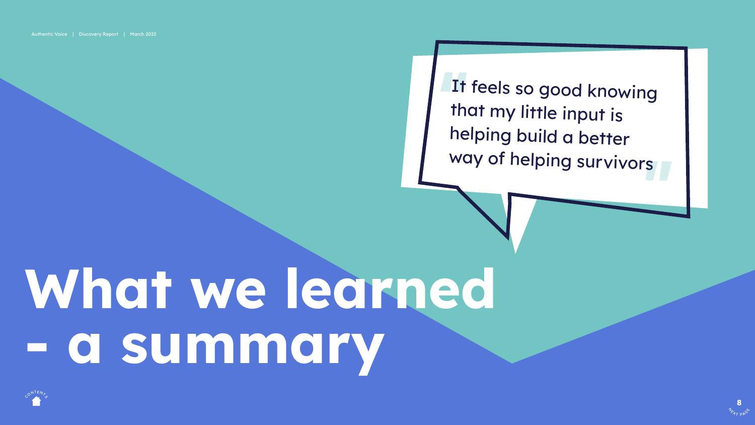> "It feels so good knowing that my little input is helping build a better way of helping survivors"

# What we learned - a summary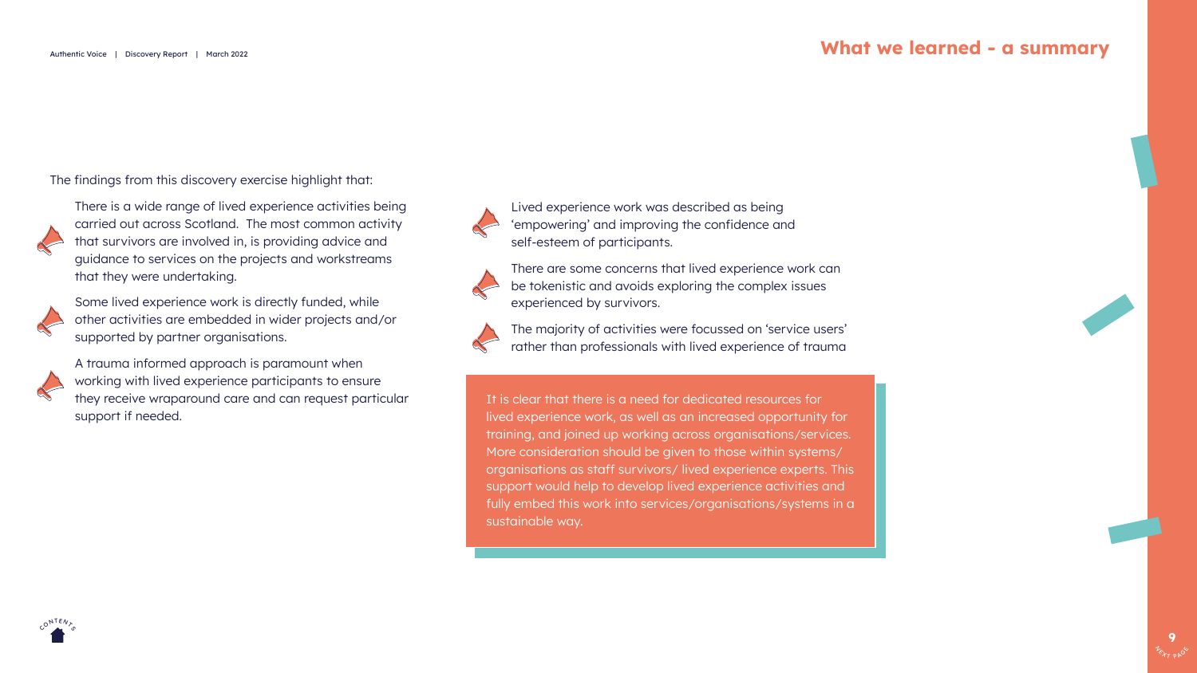## What we learned - a summary

The findings from this discovery exercise highlight that:

- There is a wide range of lived experience activities being carried out across Scotland. The most common activity that survivors are involved in, is providing advice and guidance to services on the projects and workstreams that they were undertaking.
- Some lived experience work is directly funded, while other activities are embedded in wider projects and/or supported by partner organisations.
- A trauma informed approach is paramount when working with lived experience participants to ensure they receive wraparound care and can request particular support if needed.
- Lived experience work was described as being 'empowering' and improving the confidence and self-esteem of participants.
- There are some concerns that lived experience work can be tokenistic and avoids exploring the complex issues experienced by survivors.
- The majority of activities were focussed on 'service users' rather than professionals with lived experience of trauma

It is clear that there is a need for dedicated resources for lived experience work, as well as an increased opportunity for training, and joined up working across organisations/services. More consideration should be given to those within systems/ organisations as staff survivors/ lived experience experts. This support would help to develop lived experience activities and fully embed this work into services/organisations/systems in a sustainable way.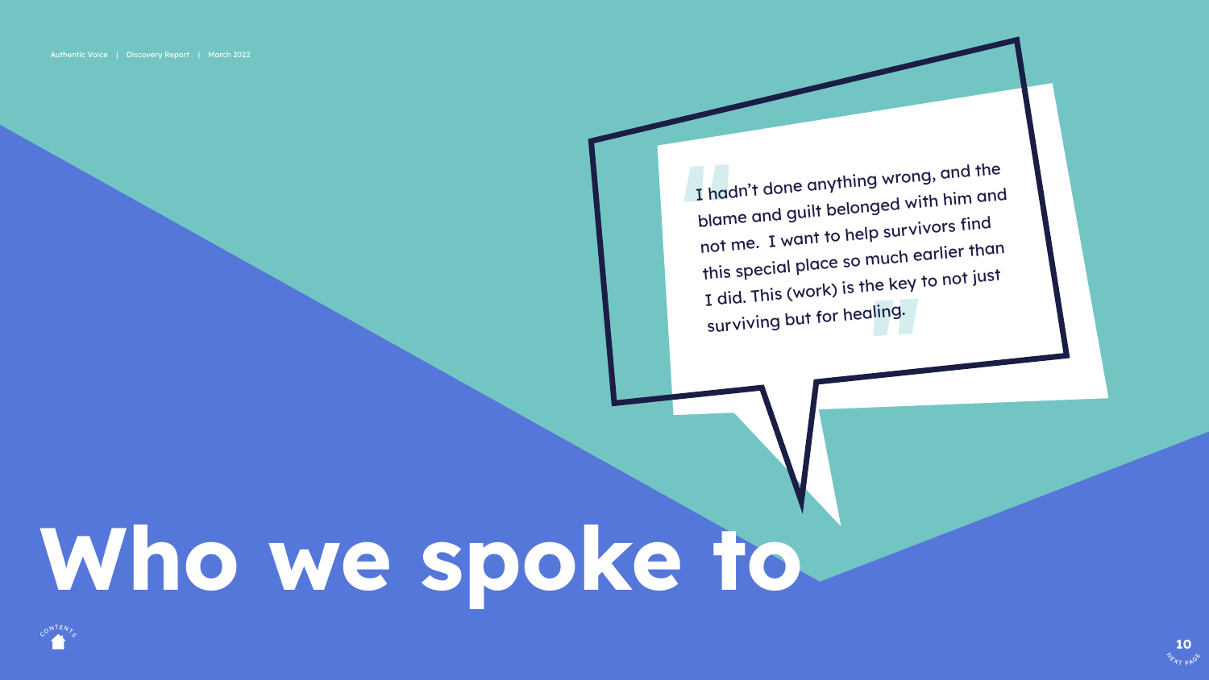> I hadn't done anything wrong, and the blame and guilt belonged with him and not me. I want to help survivors find this special place so much earlier than I did. This (work) is the key to not just surviving but for healing.

# Who we spoke to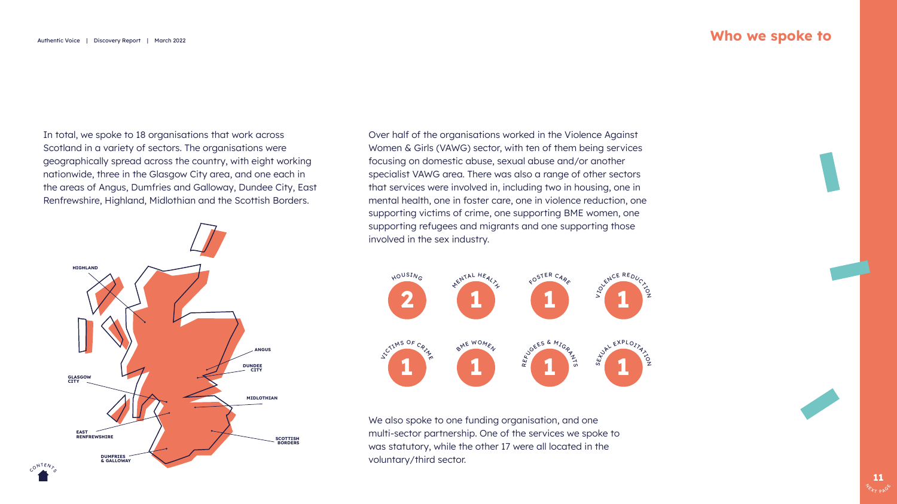## Who we spoke to

In total, we spoke to 18 organisations that work across Scotland in a variety of sectors. The organisations were geographically spread across the country, with eight working nationwide, three in the Glasgow City area, and one each in the areas of Angus, Dumfries and Galloway, Dundee City, East Renfrewshire, Highland, Midlothian and the Scottish Borders.

HIGHLAND
ANGUS
DUNDEE CITY
GLASGOW CITY
MIDLOTHIAN
EAST RENFREWSHIRE
SCOTTISH BORDERS
DUMFRIES & GALLOWAY

Over half of the organisations worked in the Violence Against Women & Girls (VAWG) sector, with ten of them being services focusing on domestic abuse, sexual abuse and/or another specialist VAWG area. There was also a range of other sectors that services were involved in, including two in housing, one in mental health, one in foster care, one in violence reduction, one supporting victims of crime, one supporting BME women, one supporting refugees and migrants and one supporting those involved in the sex industry.

| Housing | Mental Health | Foster Care | Violence Reduction |
|---|---|---|---|
| 2 | 1 | 1 | 1 |

| Victims of Crime | BME Women | Refugees & Migrants | Sexual Exploitation |
|---|---|---|---|
| 1 | 1 | 1 | 1 |

We also spoke to one funding organisation, and one multi-sector partnership. One of the services we spoke to was statutory, while the other 17 were all located in the voluntary/third sector.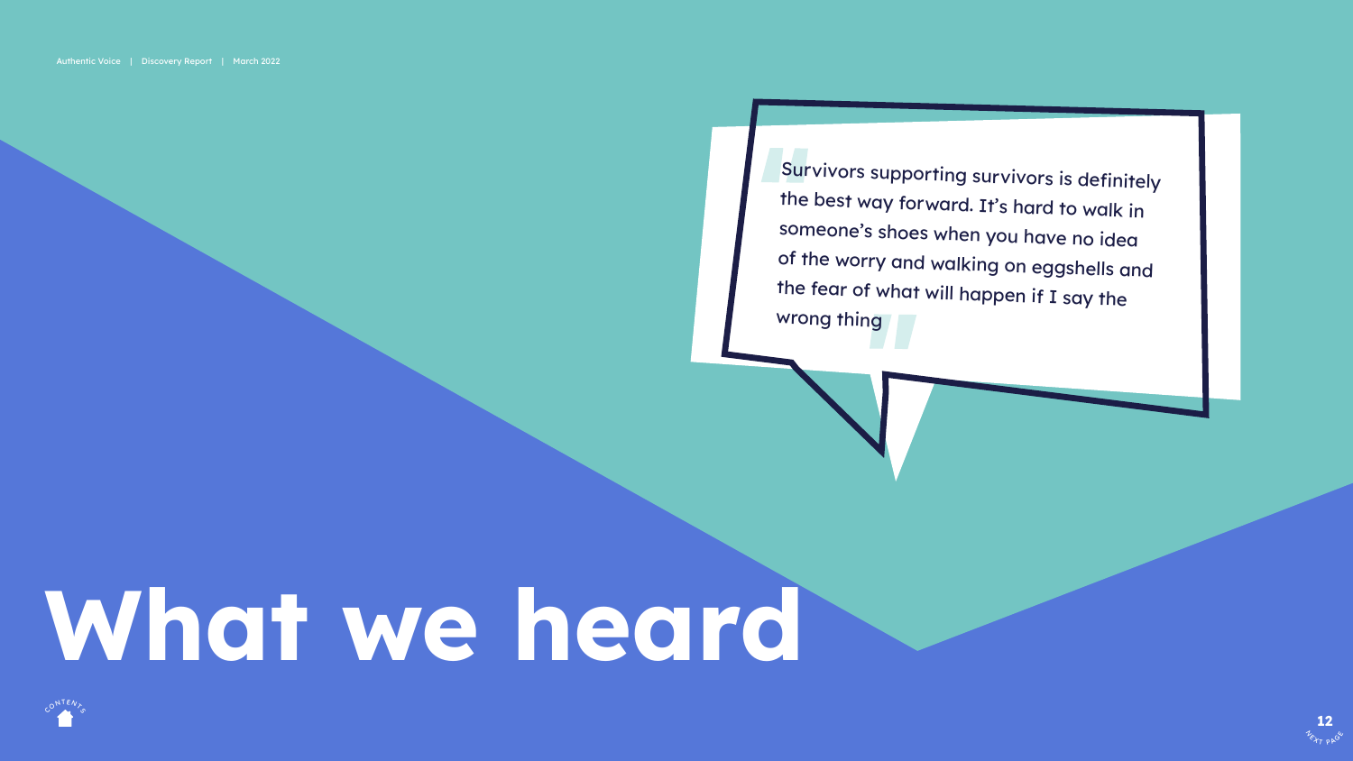> Survivors supporting survivors is definitely the best way forward. It's hard to walk in someone's shoes when you have no idea of the worry and walking on eggshells and the fear of what will happen if I say the wrong thing

# What we heard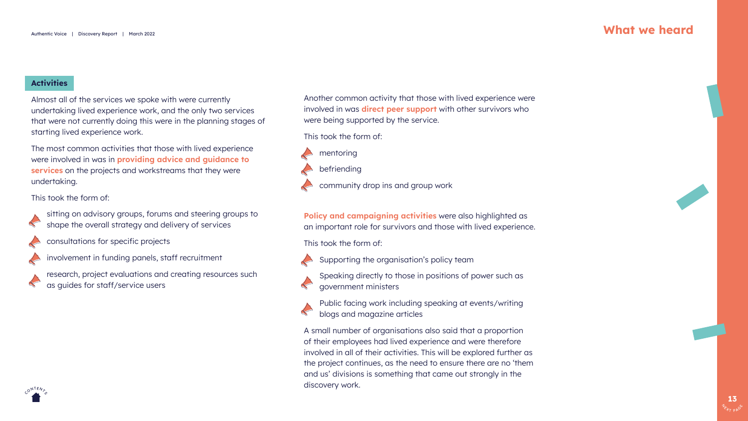## What we heard

### Activities

Almost all of the services we spoke with were currently undertaking lived experience work, and the only two services that were not currently doing this were in the planning stages of starting lived experience work.

The most common activities that those with lived experience were involved in was in **providing advice and guidance to services** on the projects and workstreams that they were undertaking.

This took the form of:

- sitting on advisory groups, forums and steering groups to shape the overall strategy and delivery of services
- consultations for specific projects
- involvement in funding panels, staff recruitment
- research, project evaluations and creating resources such as guides for staff/service users

Another common activity that those with lived experience were involved in was **direct peer support** with other survivors who were being supported by the service.

This took the form of:

- mentoring
- befriending
- community drop ins and group work

**Policy and campaigning activities** were also highlighted as an important role for survivors and those with lived experience.

This took the form of:

- Supporting the organisation's policy team
- Speaking directly to those in positions of power such as government ministers
- Public facing work including speaking at events/writing blogs and magazine articles

A small number of organisations also said that a proportion of their employees had lived experience and were therefore involved in all of their activities. This will be explored further as the project continues, as the need to ensure there are no 'them and us' divisions is something that came out strongly in the discovery work.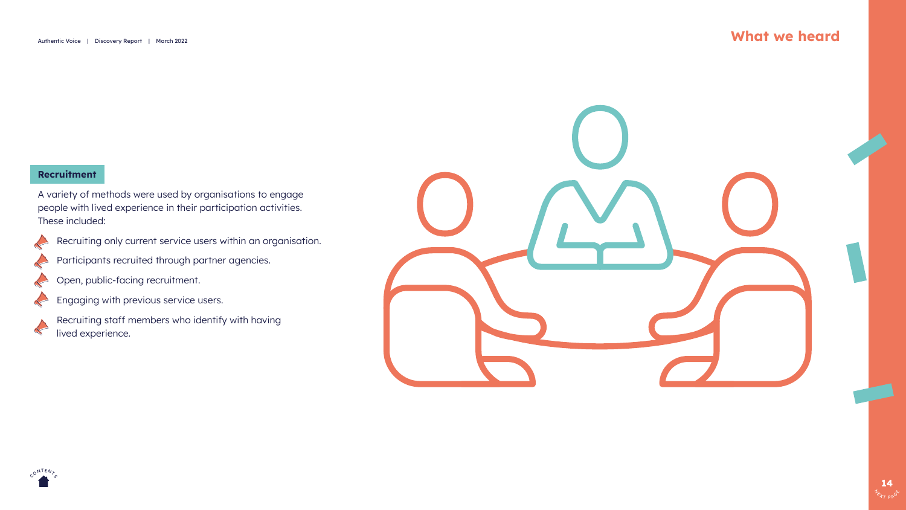## What we heard

### Recruitment

A variety of methods were used by organisations to engage people with lived experience in their participation activities. These included:

- Recruiting only current service users within an organisation.
- Participants recruited through partner agencies.
- Open, public-facing recruitment.
- Engaging with previous service users.
- Recruiting staff members who identify with having lived experience.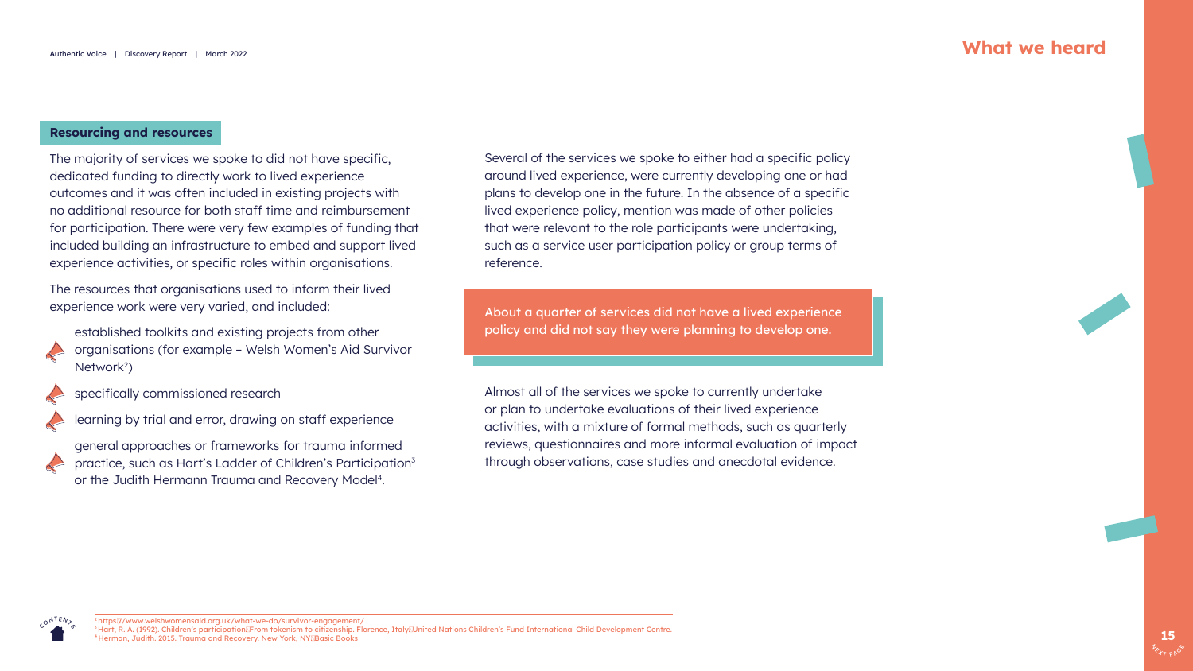## What we heard

### Resourcing and resources

The majority of services we spoke to did not have specific, dedicated funding to directly work to lived experience outcomes and it was often included in existing projects with no additional resource for both staff time and reimbursement for participation. There were very few examples of funding that included building an infrastructure to embed and support lived experience activities, or specific roles within organisations.

The resources that organisations used to inform their lived experience work were very varied, and included:

- established toolkits and existing projects from other organisations (for example – Welsh Women's Aid Survivor Network[2])
- specifically commissioned research
- learning by trial and error, drawing on staff experience
- general approaches or frameworks for trauma informed practice, such as Hart's Ladder of Children's Participation[3] or the Judith Hermann Trauma and Recovery Model[4].

Several of the services we spoke to either had a specific policy around lived experience, were currently developing one or had plans to develop one in the future. In the absence of a specific lived experience policy, mention was made of other policies that were relevant to the role participants were undertaking, such as a service user participation policy or group terms of reference.

**About a quarter of services did not have a lived experience policy and did not say they were planning to develop one.**

Almost all of the services we spoke to currently undertake or plan to undertake evaluations of their lived experience activities, with a mixture of formal methods, such as quarterly reviews, questionnaires and more informal evaluation of impact through observations, case studies and anecdotal evidence.

[2] https://www.welshwomensaid.org.uk/what-we-do/survivor-engagement/
[3] Hart, R. A. (1992). Children's participation: From tokenism to citizenship. Florence, Italy: United Nations Children's Fund International Child Development Centre.
[4] Herman, Judith. 2015. Trauma and Recovery. New York, NY: Basic Books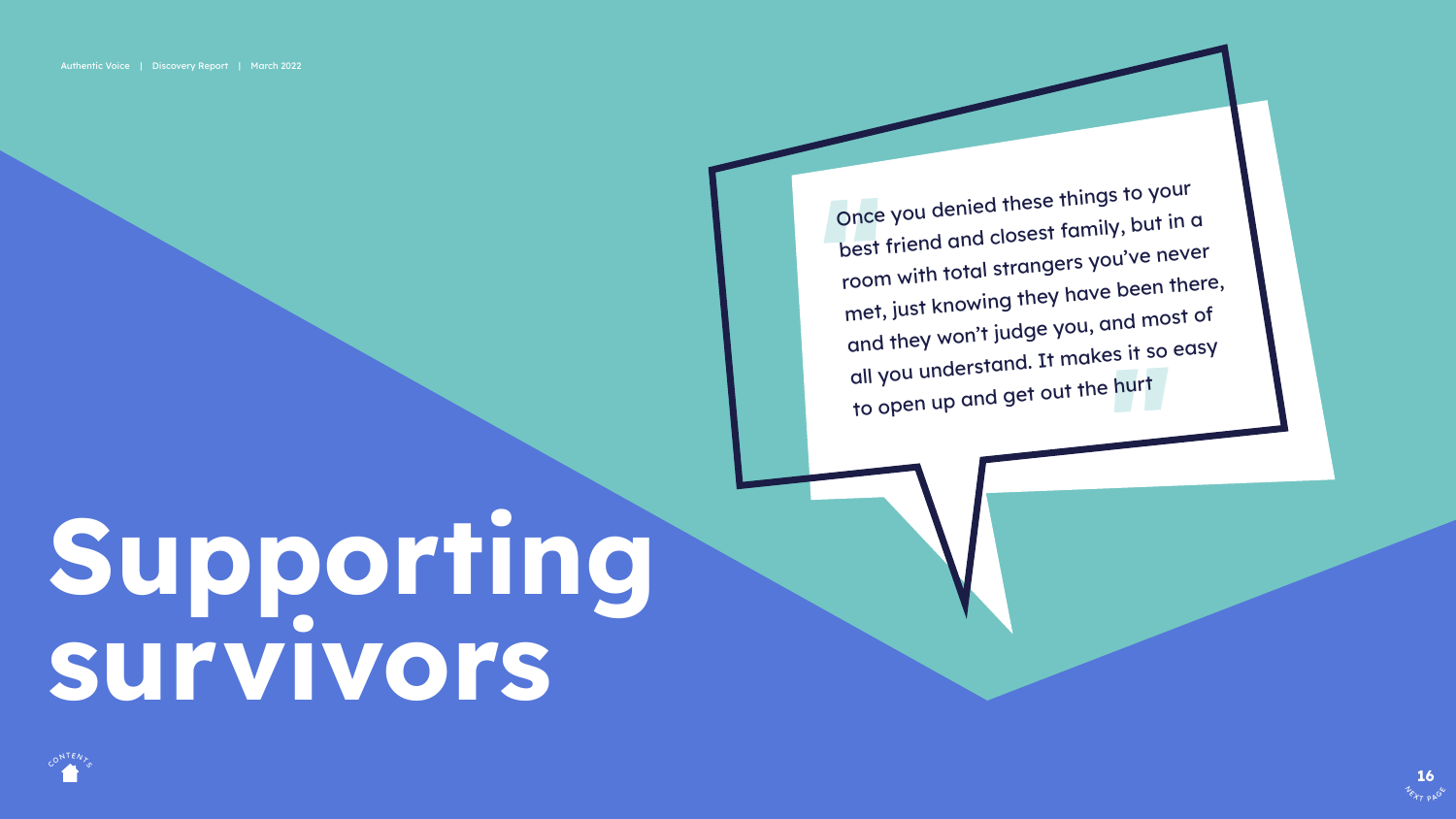# Supporting survivors

> "Once you denied these things to your best friend and closest family, but in a room with total strangers you've never met, just knowing they have been there, and they won't judge you, and most of all you understand. It makes it so easy to open up and get out the hurt"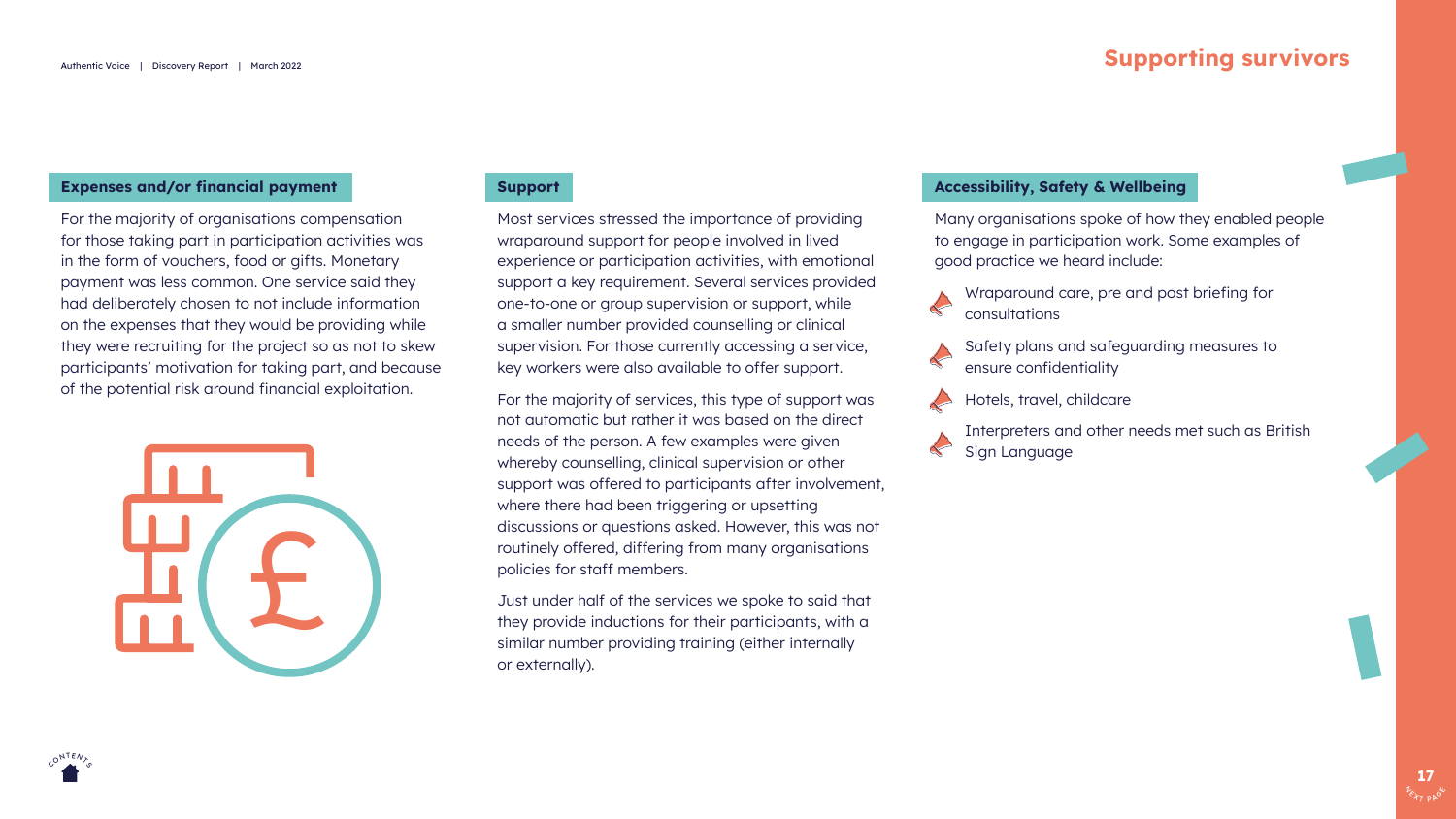# Supporting survivors

## Expenses and/or financial payment

For the majority of organisations compensation for those taking part in participation activities was in the form of vouchers, food or gifts. Monetary payment was less common. One service said they had deliberately chosen to not include information on the expenses that they would be providing while they were recruiting for the project so as not to skew participants' motivation for taking part, and because of the potential risk around financial exploitation.

## Support

Most services stressed the importance of providing wraparound support for people involved in lived experience or participation activities, with emotional support a key requirement. Several services provided one-to-one or group supervision or support, while a smaller number provided counselling or clinical supervision. For those currently accessing a service, key workers were also available to offer support.

For the majority of services, this type of support was not automatic but rather it was based on the direct needs of the person. A few examples were given whereby counselling, clinical supervision or other support was offered to participants after involvement, where there had been triggering or upsetting discussions or questions asked. However, this was not routinely offered, differing from many organisations policies for staff members.

Just under half of the services we spoke to said that they provide inductions for their participants, with a similar number providing training (either internally or externally).

## Accessibility, Safety & Wellbeing

Many organisations spoke of how they enabled people to engage in participation work. Some examples of good practice we heard include:

- Wraparound care, pre and post briefing for consultations
- Safety plans and safeguarding measures to ensure confidentiality
- Hotels, travel, childcare
- Interpreters and other needs met such as British Sign Language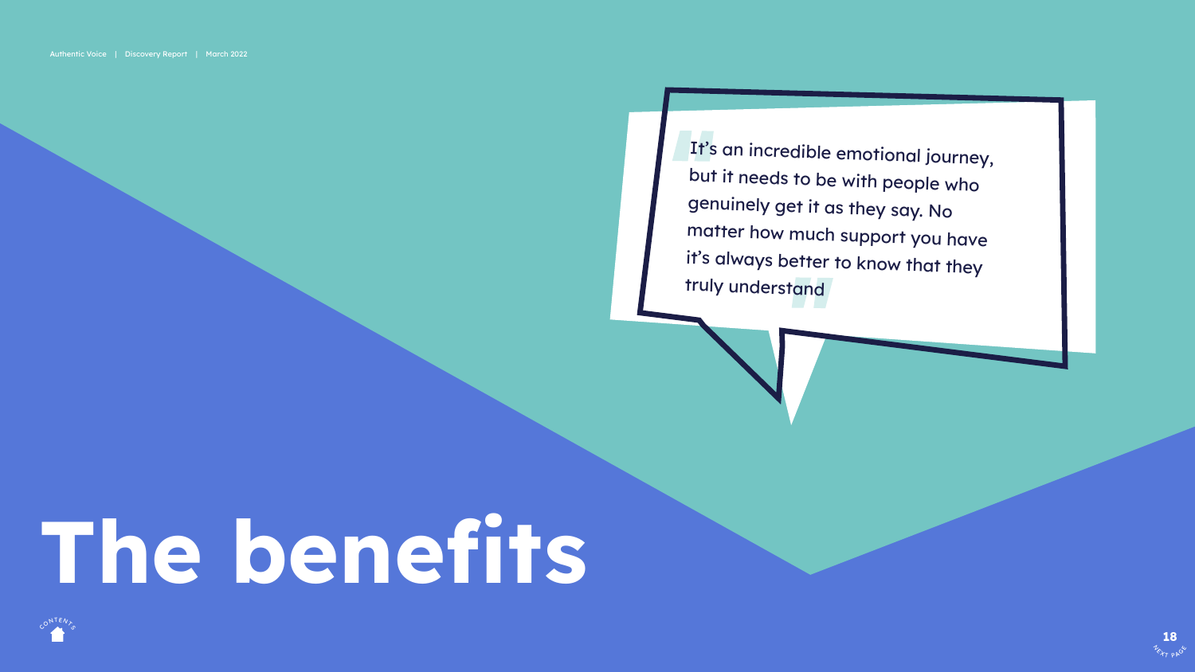> It's an incredible emotional journey, but it needs to be with people who genuinely get it as they say. No matter how much support you have it's always better to know that they truly understand

# The benefits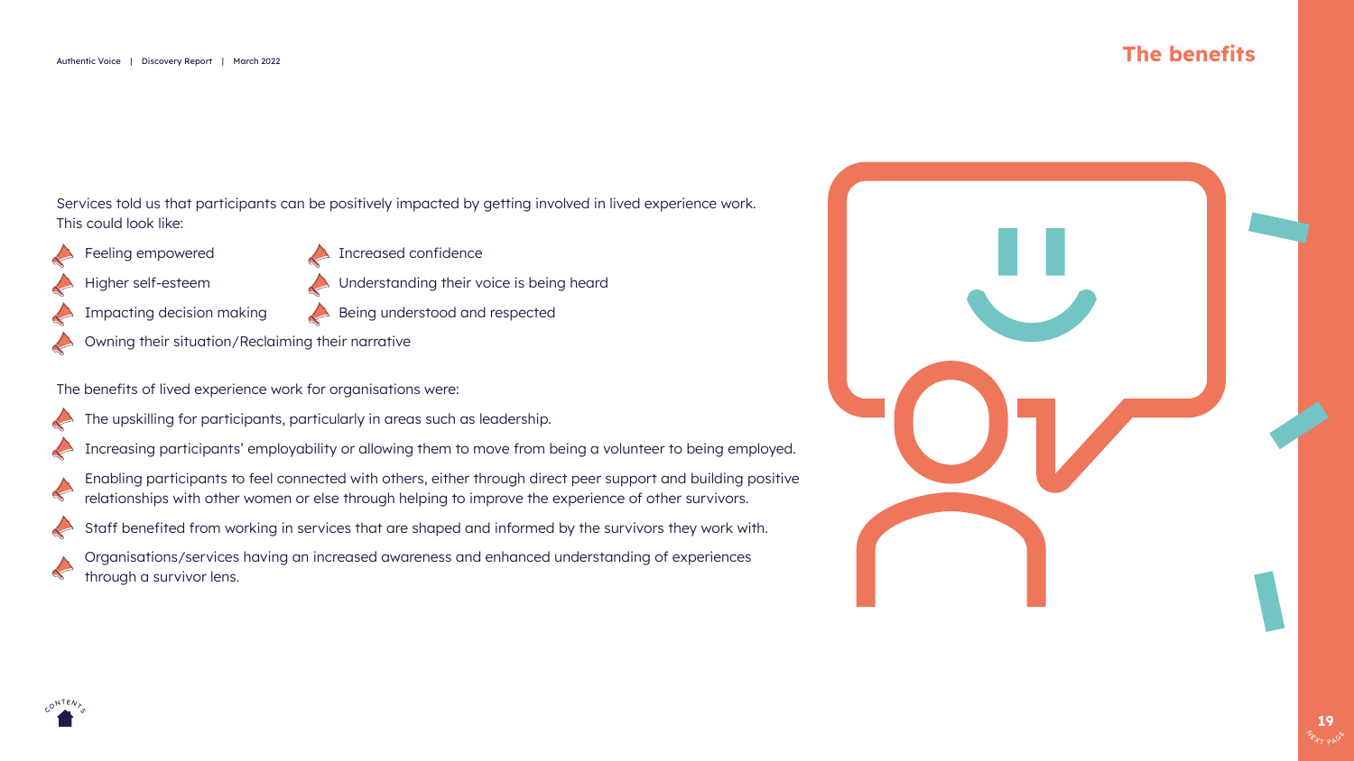# The benefits

Services told us that participants can be positively impacted by getting involved in lived experience work. This could look like:

- Feeling empowered
- Increased confidence
- Higher self-esteem
- Understanding their voice is being heard
- Impacting decision making
- Being understood and respected
- Owning their situation/Reclaiming their narrative

The benefits of lived experience work for organisations were:

- The upskilling for participants, particularly in areas such as leadership.
- Increasing participants' employability or allowing them to move from being a volunteer to being employed.
- Enabling participants to feel connected with others, either through direct peer support and building positive relationships with other women or else through helping to improve the experience of other survivors.
- Staff benefited from working in services that are shaped and informed by the survivors they work with.
- Organisations/services having an increased awareness and enhanced understanding of experiences through a survivor lens.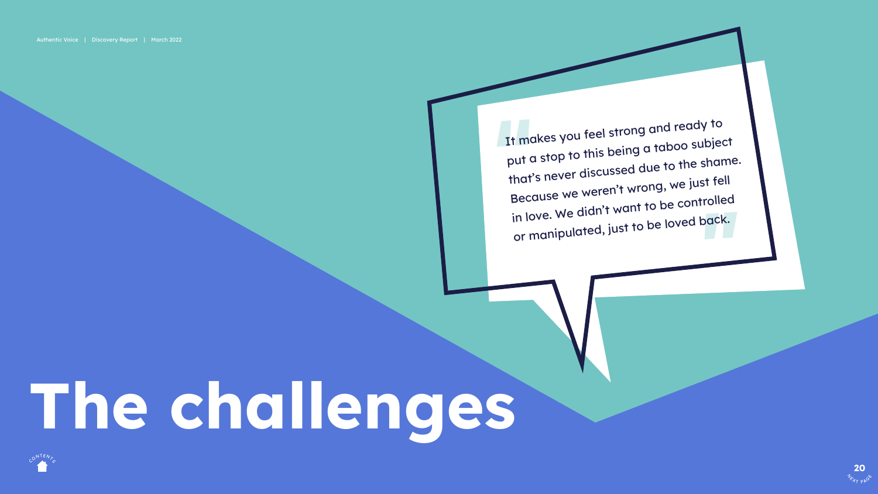> "It makes you feel strong and ready to put a stop to this being a taboo subject that's never discussed due to the shame. Because we weren't wrong, we just fell in love. We didn't want to be controlled or manipulated, just to be loved back."

# The challenges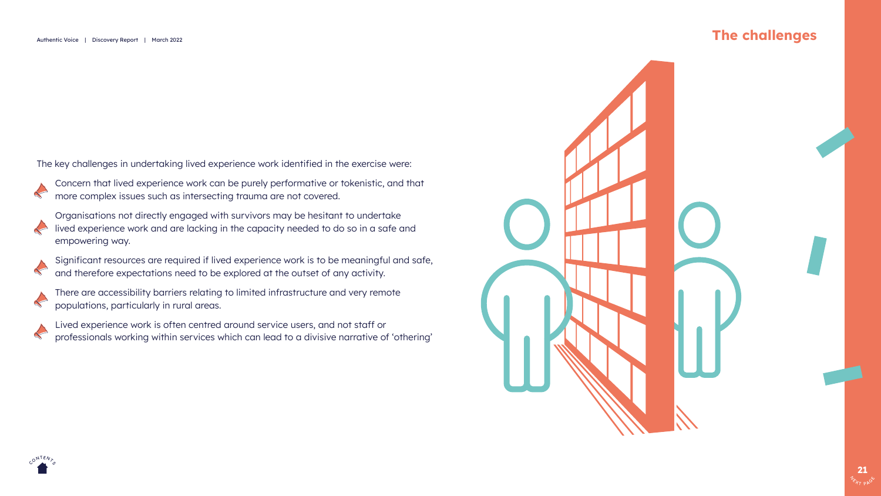## The challenges

The key challenges in undertaking lived experience work identified in the exercise were:

- Concern that lived experience work can be purely performative or tokenistic, and that more complex issues such as intersecting trauma are not covered.
- Organisations not directly engaged with survivors may be hesitant to undertake lived experience work and are lacking in the capacity needed to do so in a safe and empowering way.
- Significant resources are required if lived experience work is to be meaningful and safe, and therefore expectations need to be explored at the outset of any activity.
- There are accessibility barriers relating to limited infrastructure and very remote populations, particularly in rural areas.
- Lived experience work is often centred around service users, and not staff or professionals working within services which can lead to a divisive narrative of 'othering'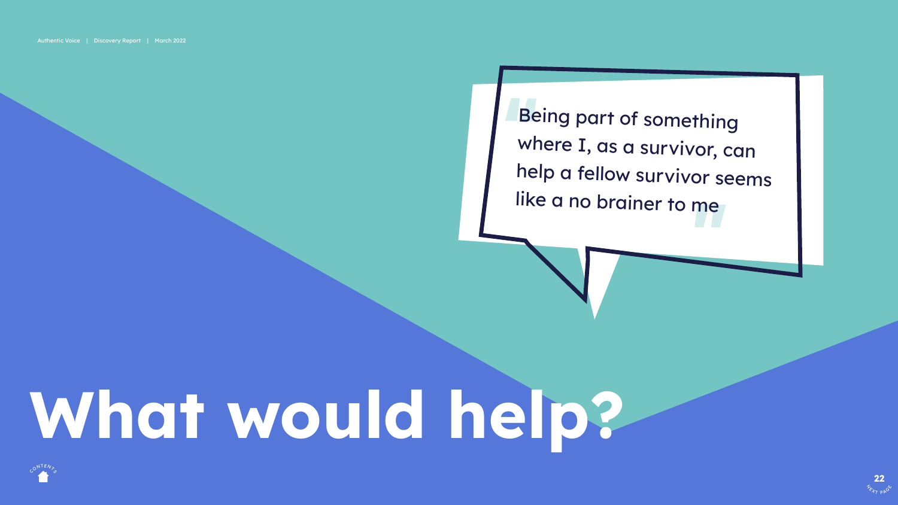> "Being part of something where I, as a survivor, can help a fellow survivor seems like a no brainer to me"

# What would help?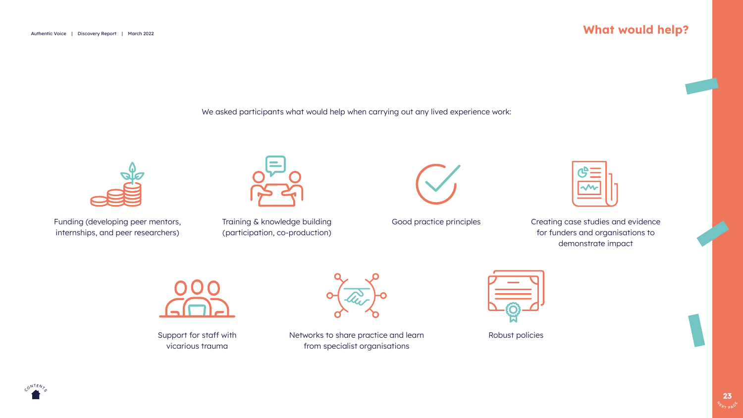# What would help?

We asked participants what would help when carrying out any lived experience work:

- Funding (developing peer mentors, internships, and peer researchers)
- Training & knowledge building (participation, co-production)
- Good practice principles
- Creating case studies and evidence for funders and organisations to demonstrate impact
- Support for staff with vicarious trauma
- Networks to share practice and learn from specialist organisations
- Robust policies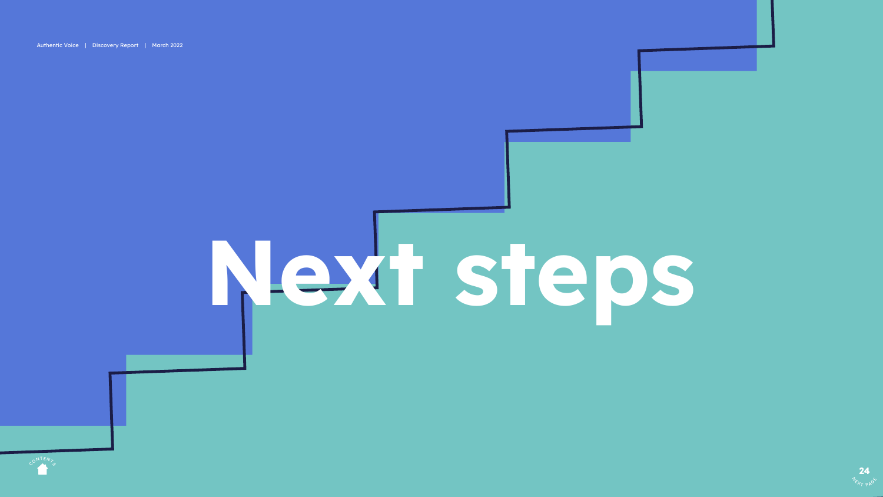# Next steps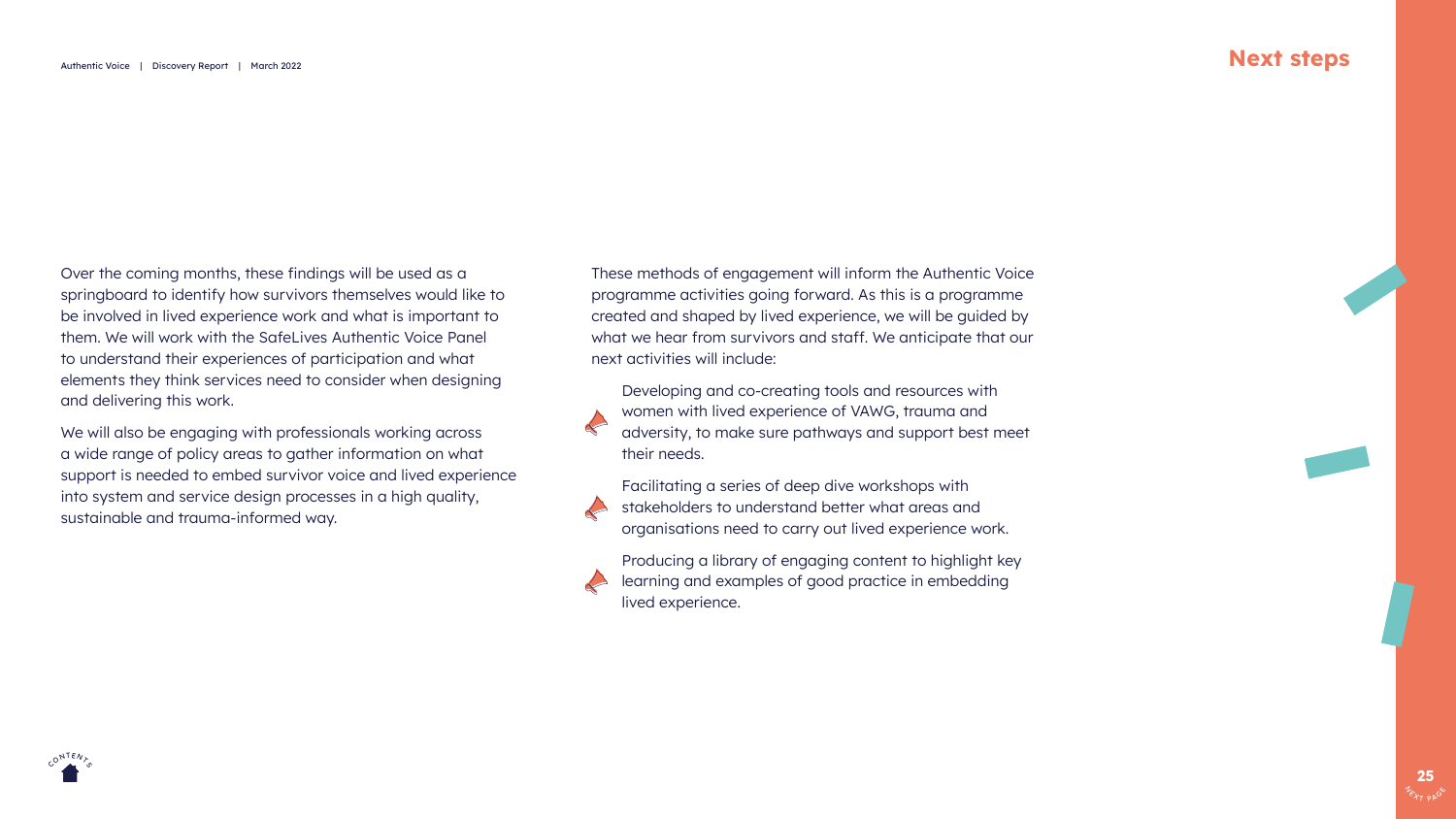# Next steps

Over the coming months, these findings will be used as a springboard to identify how survivors themselves would like to be involved in lived experience work and what is important to them. We will work with the SafeLives Authentic Voice Panel to understand their experiences of participation and what elements they think services need to consider when designing and delivering this work.

We will also be engaging with professionals working across a wide range of policy areas to gather information on what support is needed to embed survivor voice and lived experience into system and service design processes in a high quality, sustainable and trauma-informed way.

These methods of engagement will inform the Authentic Voice programme activities going forward. As this is a programme created and shaped by lived experience, we will be guided by what we hear from survivors and staff. We anticipate that our next activities will include:

- Developing and co-creating tools and resources with women with lived experience of VAWG, trauma and adversity, to make sure pathways and support best meet their needs.
- Facilitating a series of deep dive workshops with stakeholders to understand better what areas and organisations need to carry out lived experience work.
- Producing a library of engaging content to highlight key learning and examples of good practice in embedding lived experience.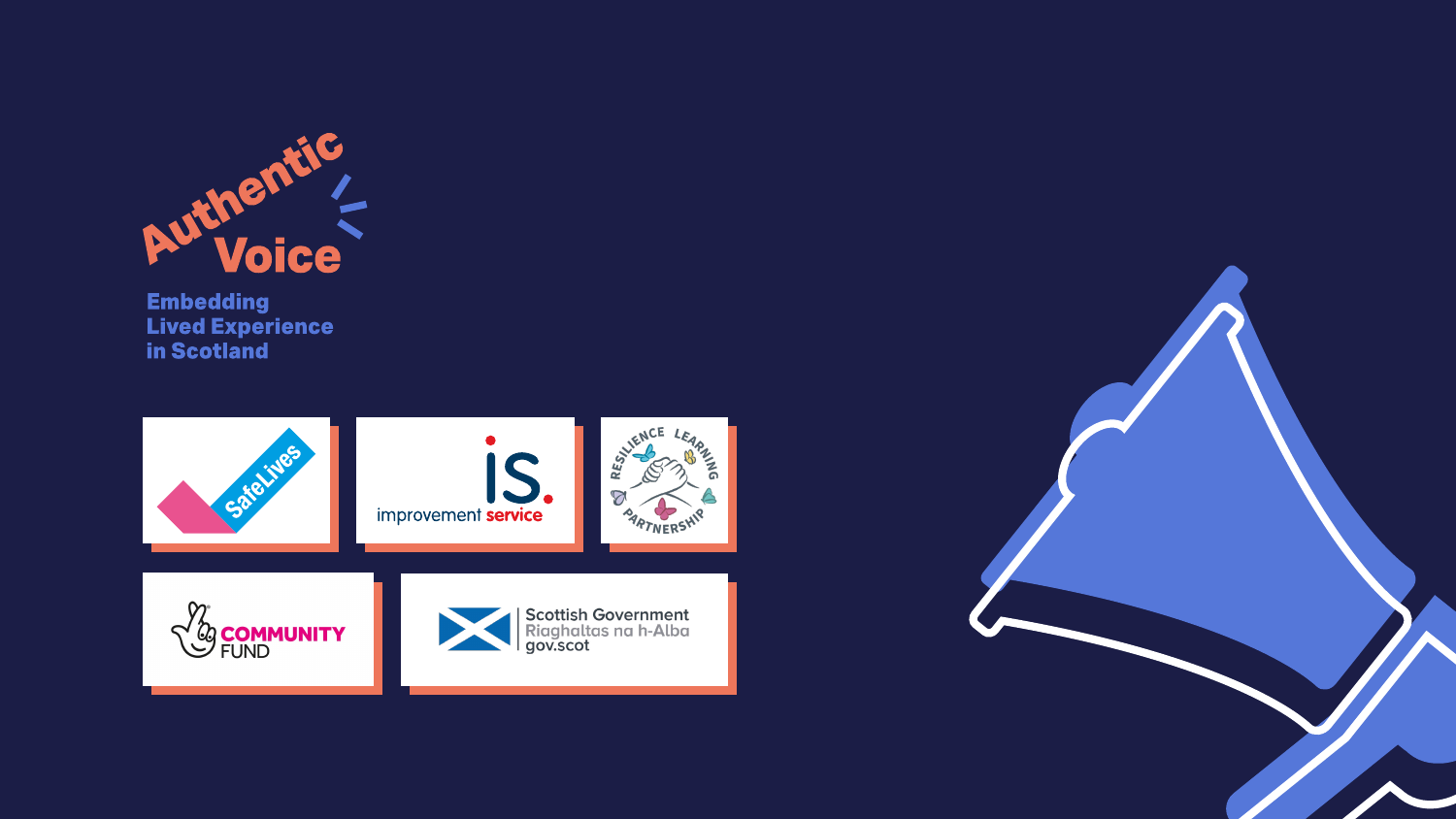# Authentic Voice

**Embedding Lived Experience in Scotland**

SafeLives

improvement service

Resilience Learning Partnership

Community Fund

Scottish Government
Riaghaltas na h-Alba
gov.scot